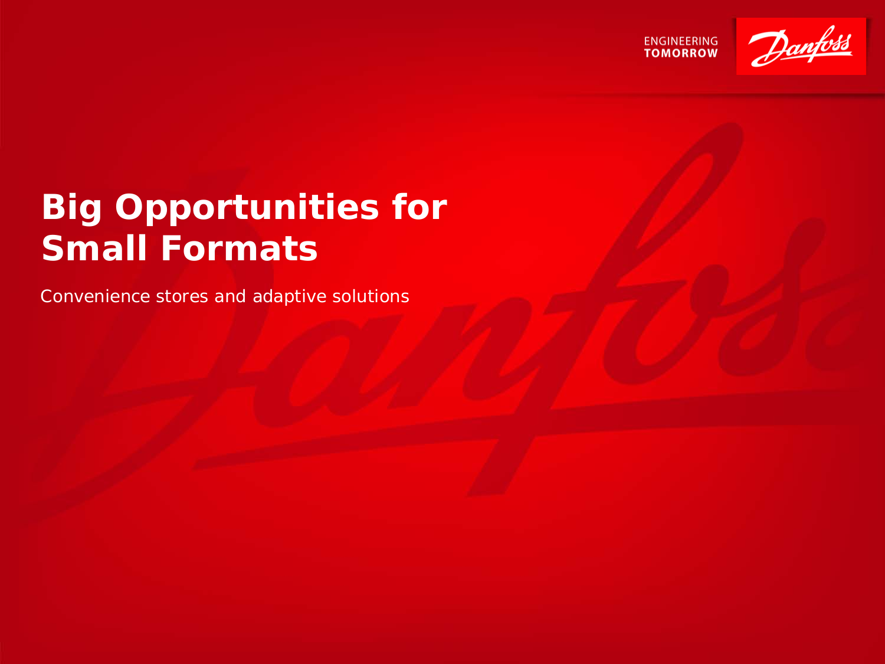ENGINEERING
TOMORROW

# Big Opportunities for Small Formats

Convenience stores and adaptive solutions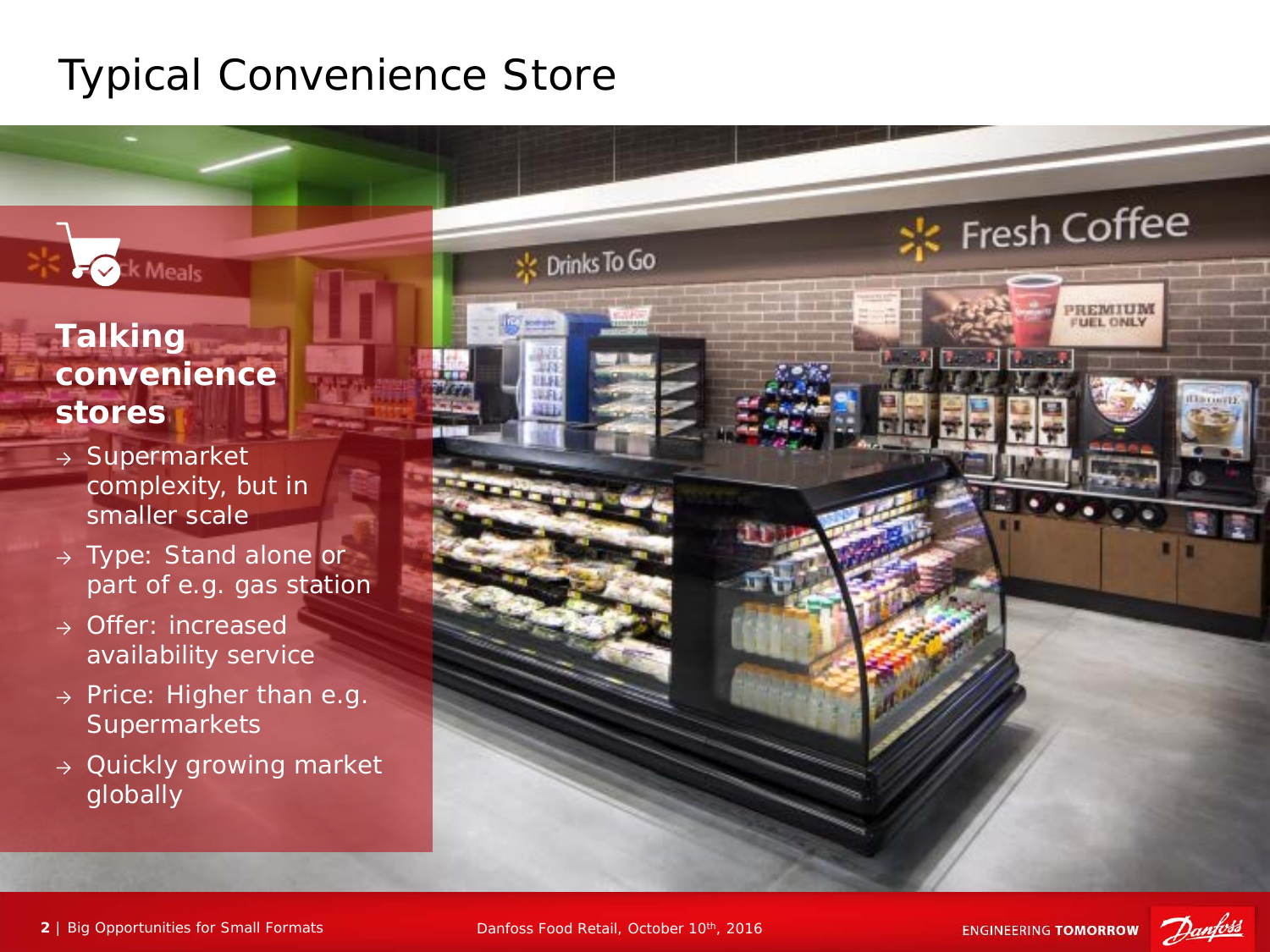# Typical Convenience Store

## Talking convenience stores

- → Supermarket complexity, but in smaller scale
- → Type: Stand alone or part of e.g. gas station
- → Offer: increased availability service
- → Price: Higher than e.g. Supermarkets
- → Quickly growing market globally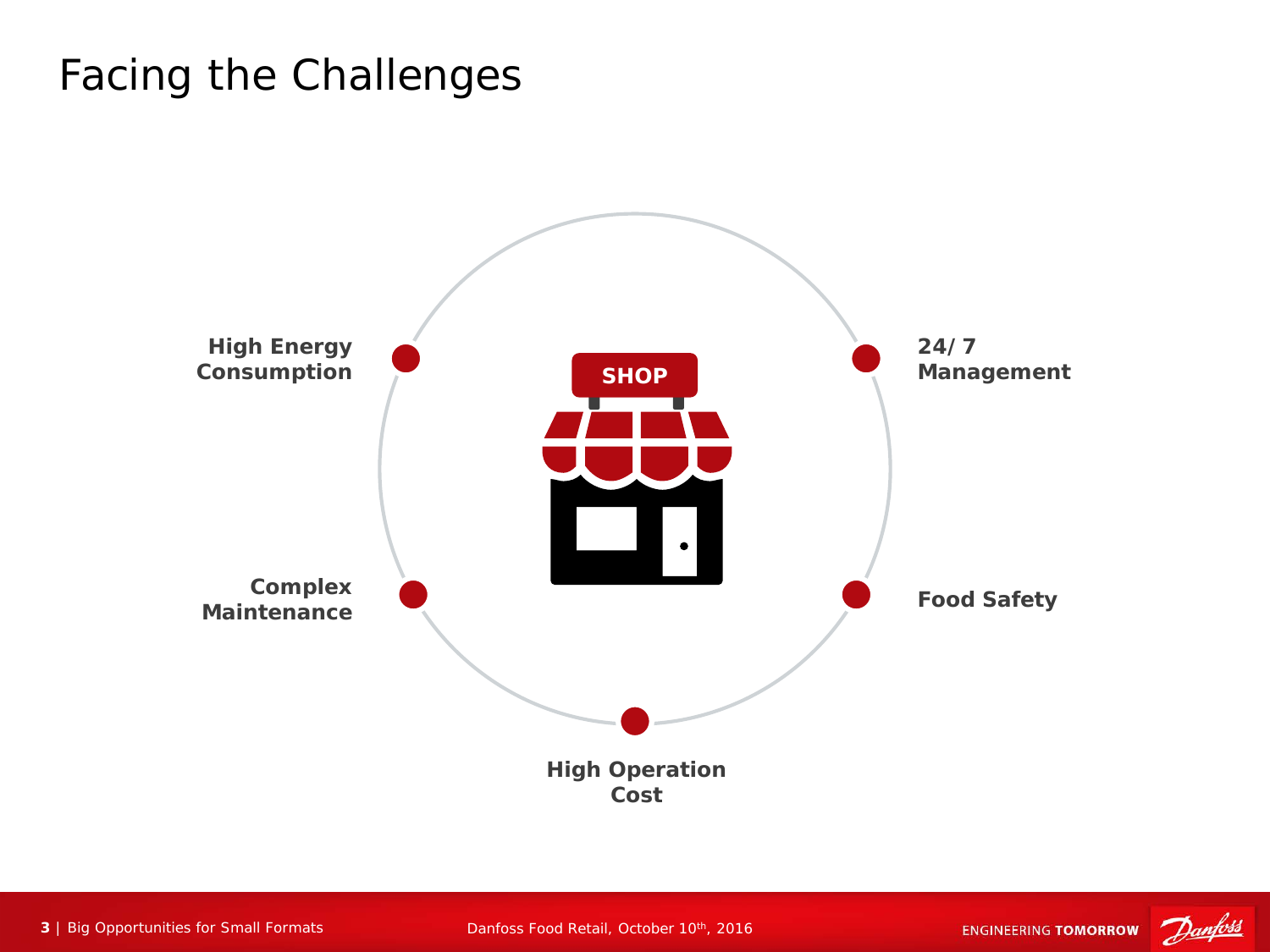# Facing the Challenges

- **High Energy Consumption**
- **24/7 Management**
- **Complex Maintenance**
- **Food Safety**
- **High Operation Cost**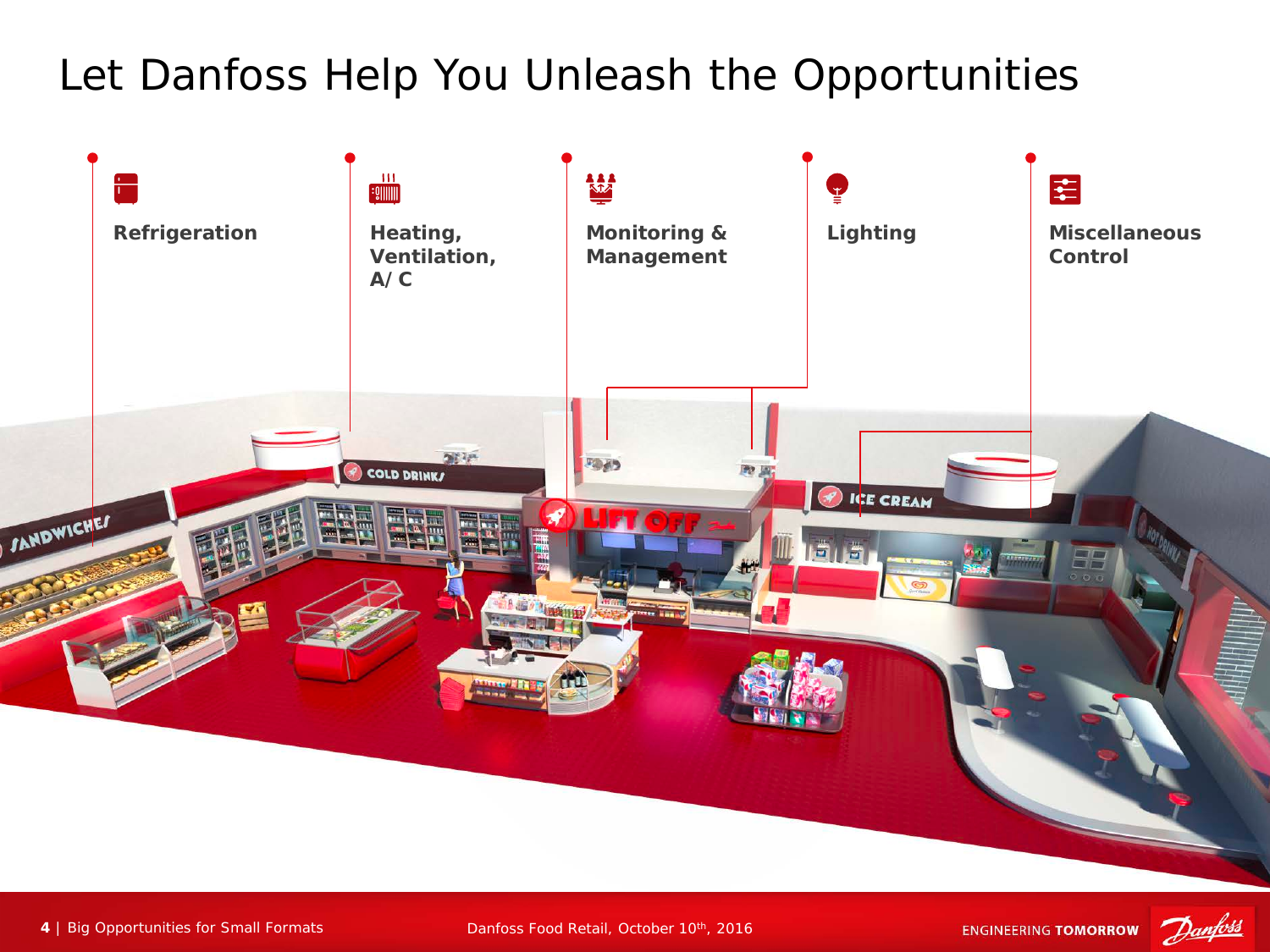# Let Danfoss Help You Unleash the Opportunities

- **Refrigeration**
- **Heating, Ventilation, A/C**
- **Monitoring & Management**
- **Lighting**
- **Miscellaneous Control**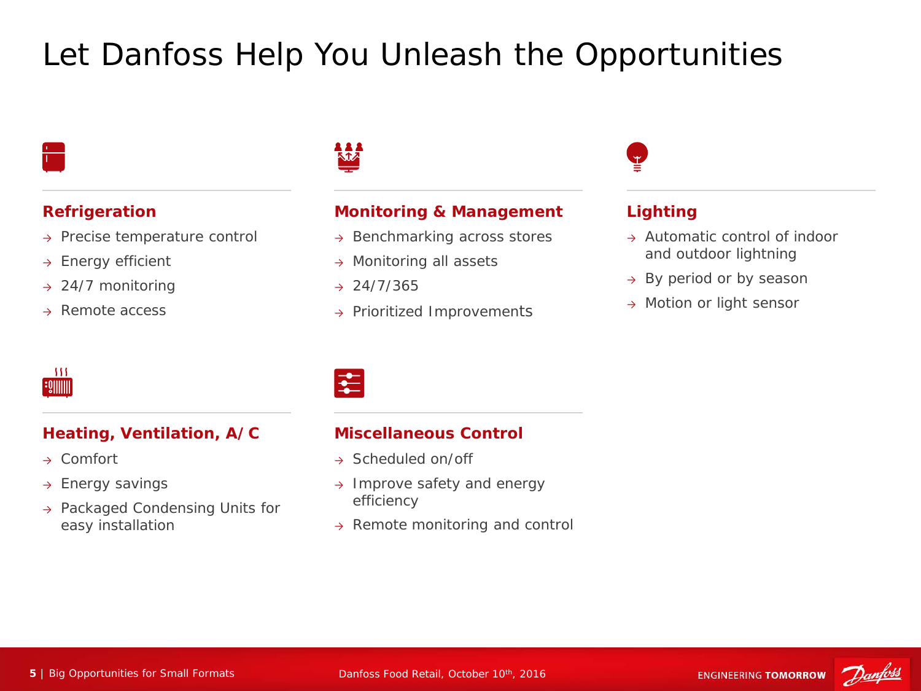# Let Danfoss Help You Unleash the Opportunities

### Refrigeration

- Precise temperature control
- Energy efficient
- 24/7 monitoring
- Remote access

### Monitoring & Management

- Benchmarking across stores
- Monitoring all assets
- 24/7/365
- Prioritized Improvements

### Lighting

- Automatic control of indoor and outdoor lightning
- By period or by season
- Motion or light sensor

### Heating, Ventilation, A/C

- Comfort
- Energy savings
- Packaged Condensing Units for easy installation

### Miscellaneous Control

- Scheduled on/off
- Improve safety and energy efficiency
- Remote monitoring and control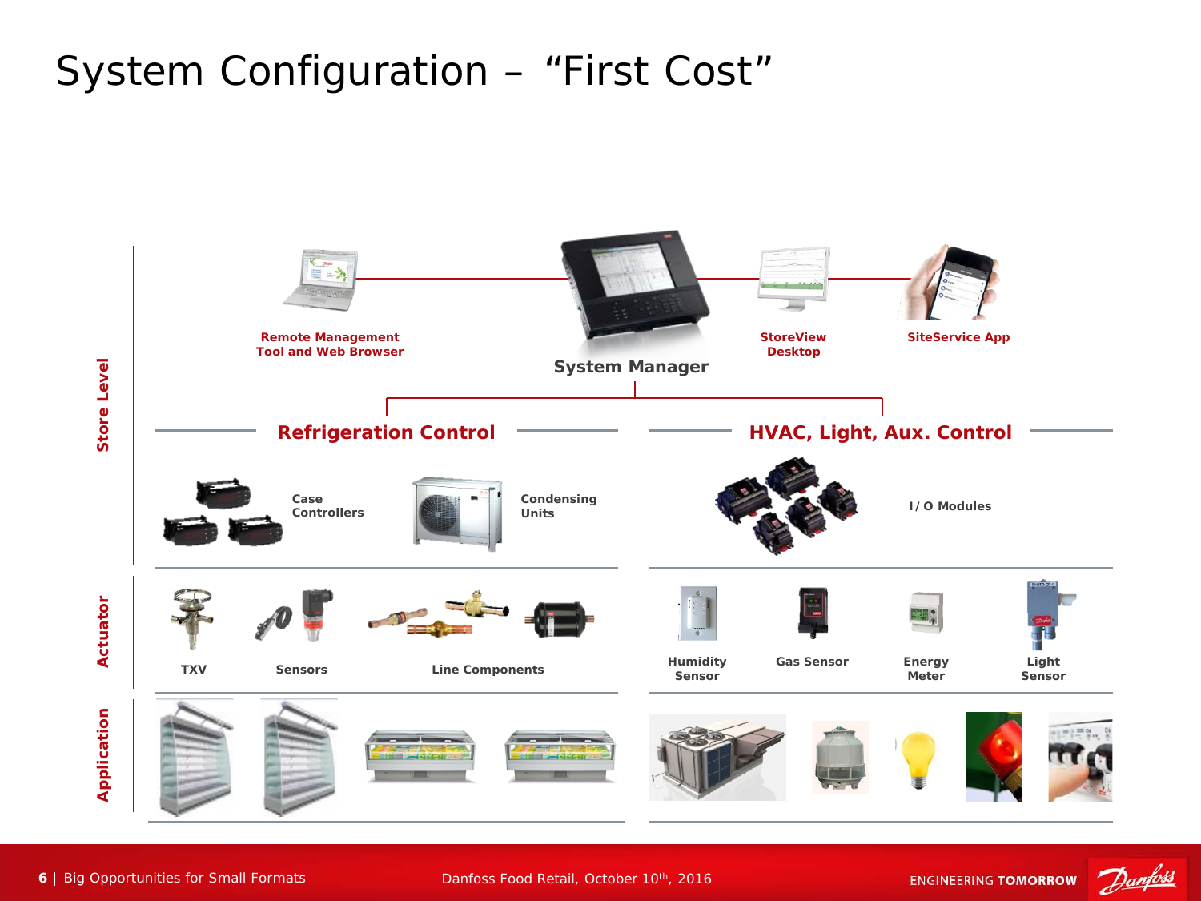# System Configuration – "First Cost"

**Store Level**

- Remote Management Tool and Web Browser
- System Manager
- StoreView Desktop
- SiteService App

## Refrigeration Control

- Case Controllers
- Condensing Units

## HVAC, Light, Aux. Control

- I / O Modules

**Actuator**

- TXV
- Sensors
- Line Components
- Humidity Sensor
- Gas Sensor
- Energy Meter
- Light Sensor

**Application**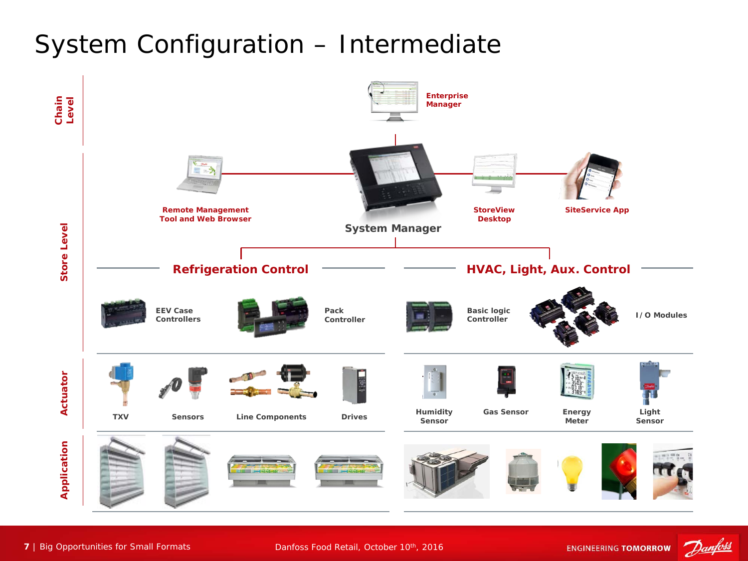# System Configuration – Intermediate

**Chain Level**

- Enterprise Manager

**Store Level**

- Remote Management Tool and Web Browser
- System Manager
- StoreView Desktop
- SiteService App

## Refrigeration Control

- EEV Case Controllers
- Pack Controller

## HVAC, Light, Aux. Control

- Basic logic Controller
- I/O Modules

**Actuator**

- TXV
- Sensors
- Line Components
- Drives
- Humidity Sensor
- Gas Sensor
- Energy Meter
- Light Sensor

**Application**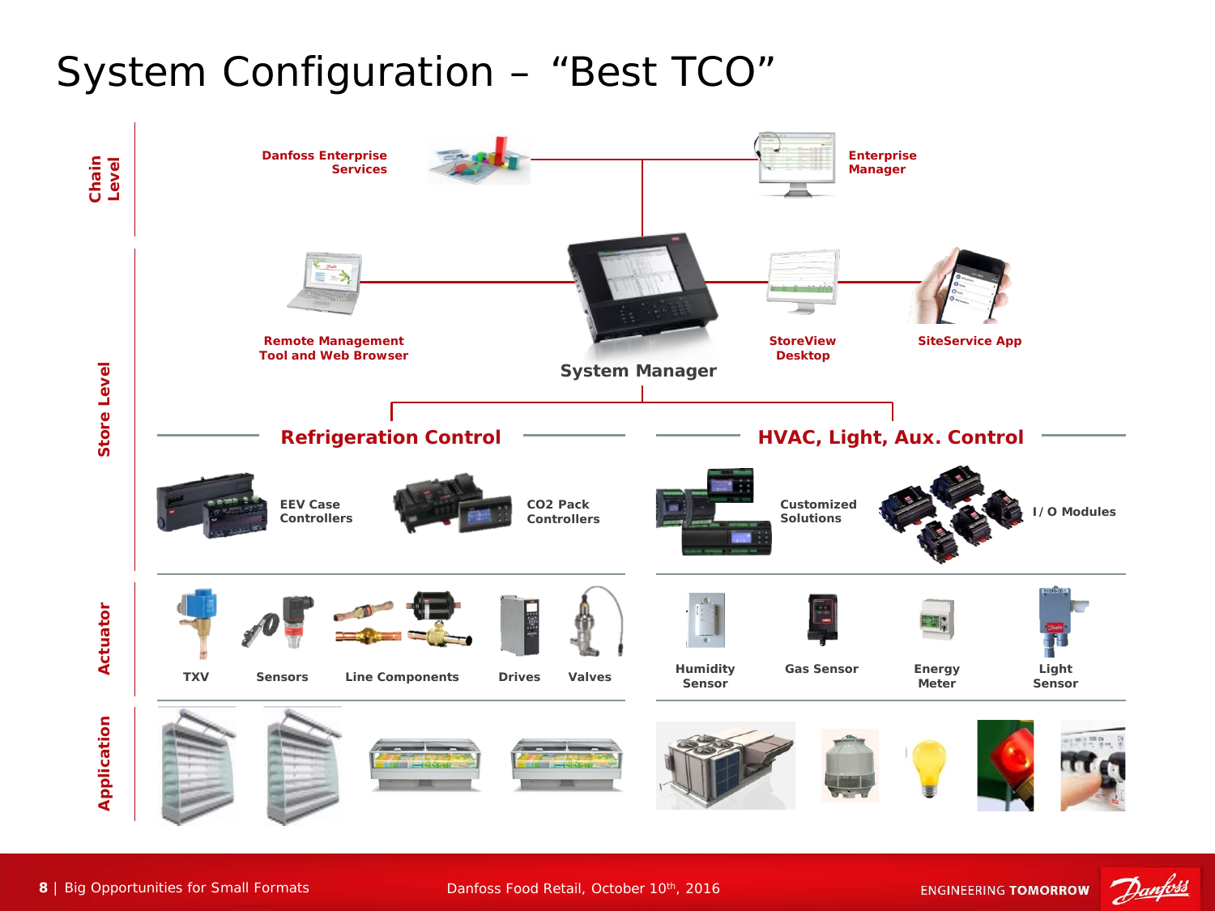# System Configuration – "Best TCO"

**Chain Level**

- Danfoss Enterprise Services
- Enterprise Manager

**Store Level**

- Remote Management Tool and Web Browser
- System Manager
- StoreView Desktop
- SiteService App

## Refrigeration Control

- EEV Case Controllers
- CO2 Pack Controllers

## HVAC, Light, Aux. Control

- Customized Solutions
- I/O Modules

**Actuator**

- TXV
- Sensors
- Line Components
- Drives
- Valves
- Humidity Sensor
- Gas Sensor
- Energy Meter
- Light Sensor

**Application**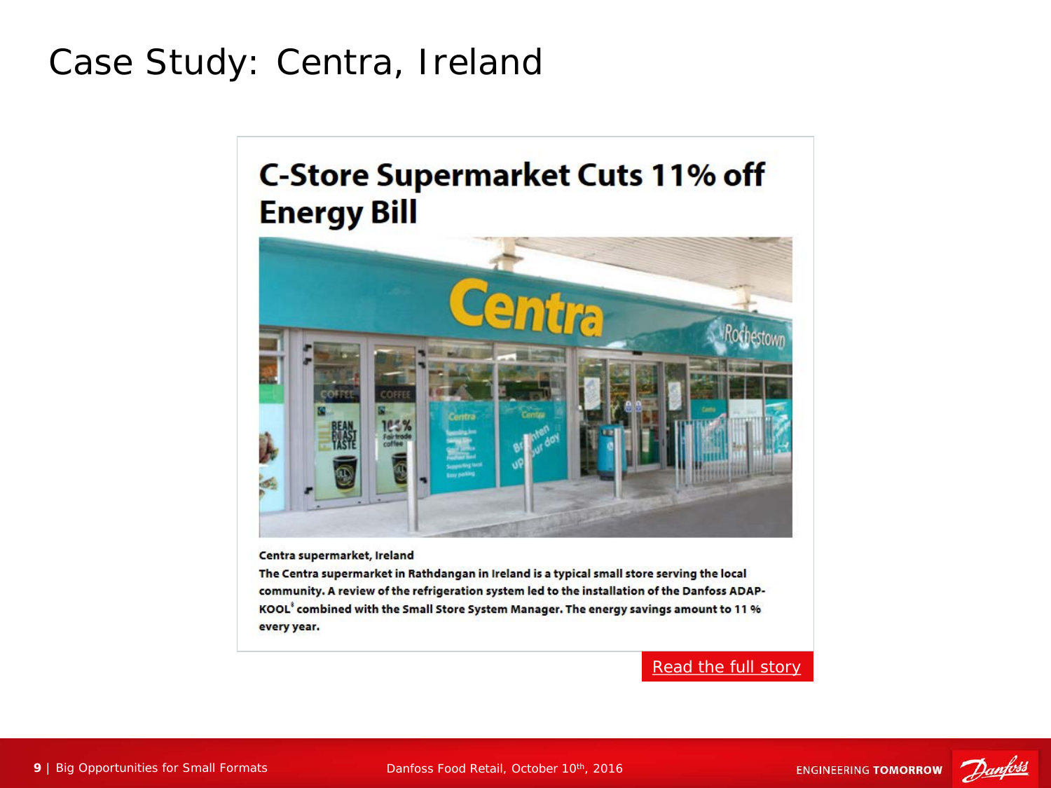# Case Study: Centra, Ireland

## C-Store Supermarket Cuts 11% off Energy Bill

**Centra supermarket, Ireland**

**The Centra supermarket in Rathdangan in Ireland is a typical small store serving the local community. A review of the refrigeration system led to the installation of the Danfoss ADAP-KOOL® combined with the Small Store System Manager. The energy savings amount to 11 % every year.**

Read the full story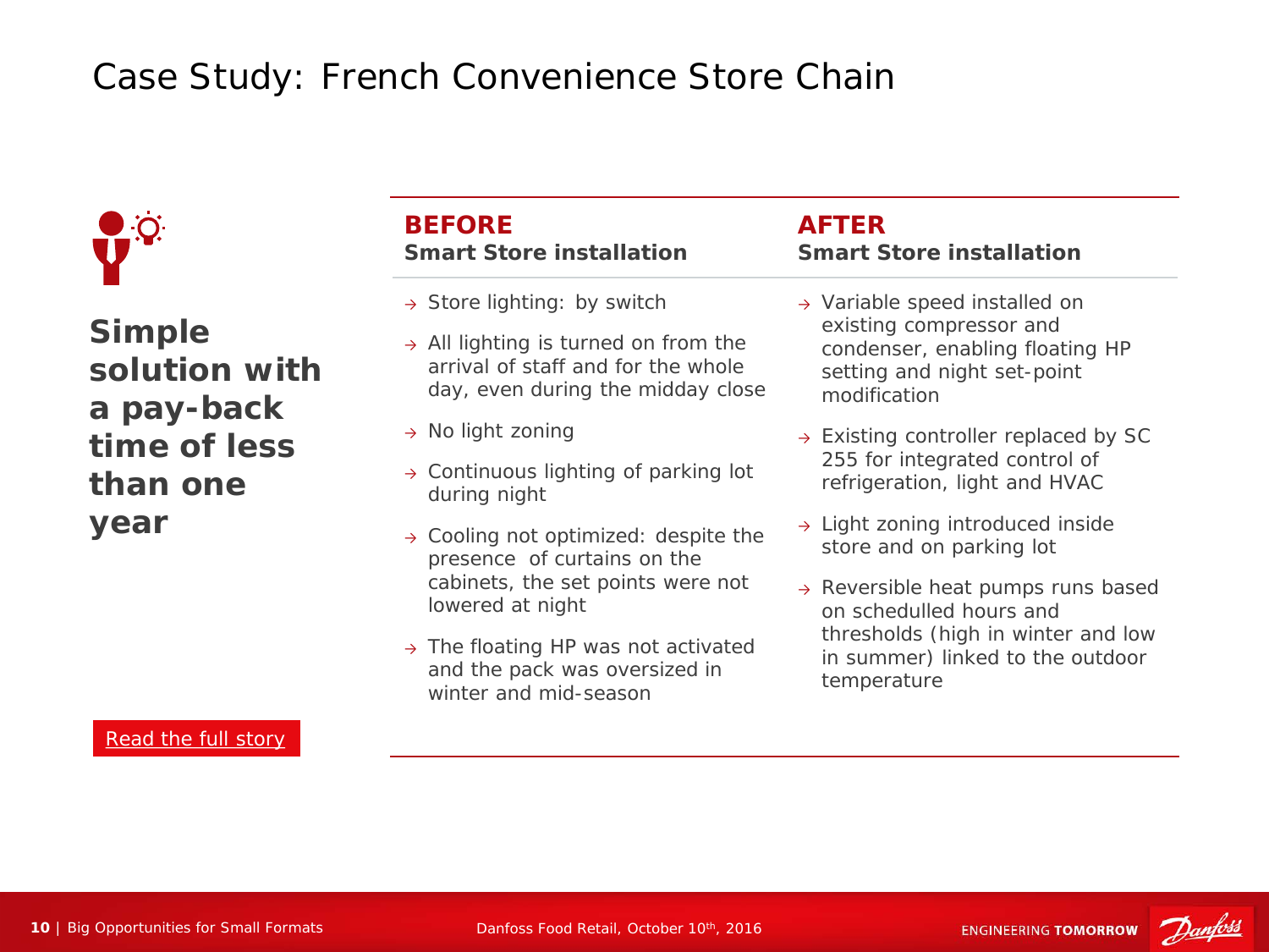# Case Study: French Convenience Store Chain

**Simple solution with a pay-back time of less than one year**

Read the full story

| **BEFORE**<br>**Smart Store installation** | **AFTER**<br>**Smart Store installation** |
|---|---|
| → Store lighting: by switch<br>→ All lighting is turned on from the arrival of staff and for the whole day, even during the midday close<br>→ No light zoning<br>→ Continuous lighting of parking lot during night<br>→ Cooling not optimized: despite the presence of curtains on the cabinets, the set points were not lowered at night<br>→ The floating HP was not activated and the pack was oversized in winter and mid-season | → Variable speed installed on existing compressor and condenser, enabling floating HP setting and night set-point modification<br>→ Existing controller replaced by SC 255 for integrated control of refrigeration, light and HVAC<br>→ Light zoning introduced inside store and on parking lot<br>→ Reversible heat pumps runs based on schedulled hours and thresholds (high in winter and low in summer) linked to the outdoor temperature |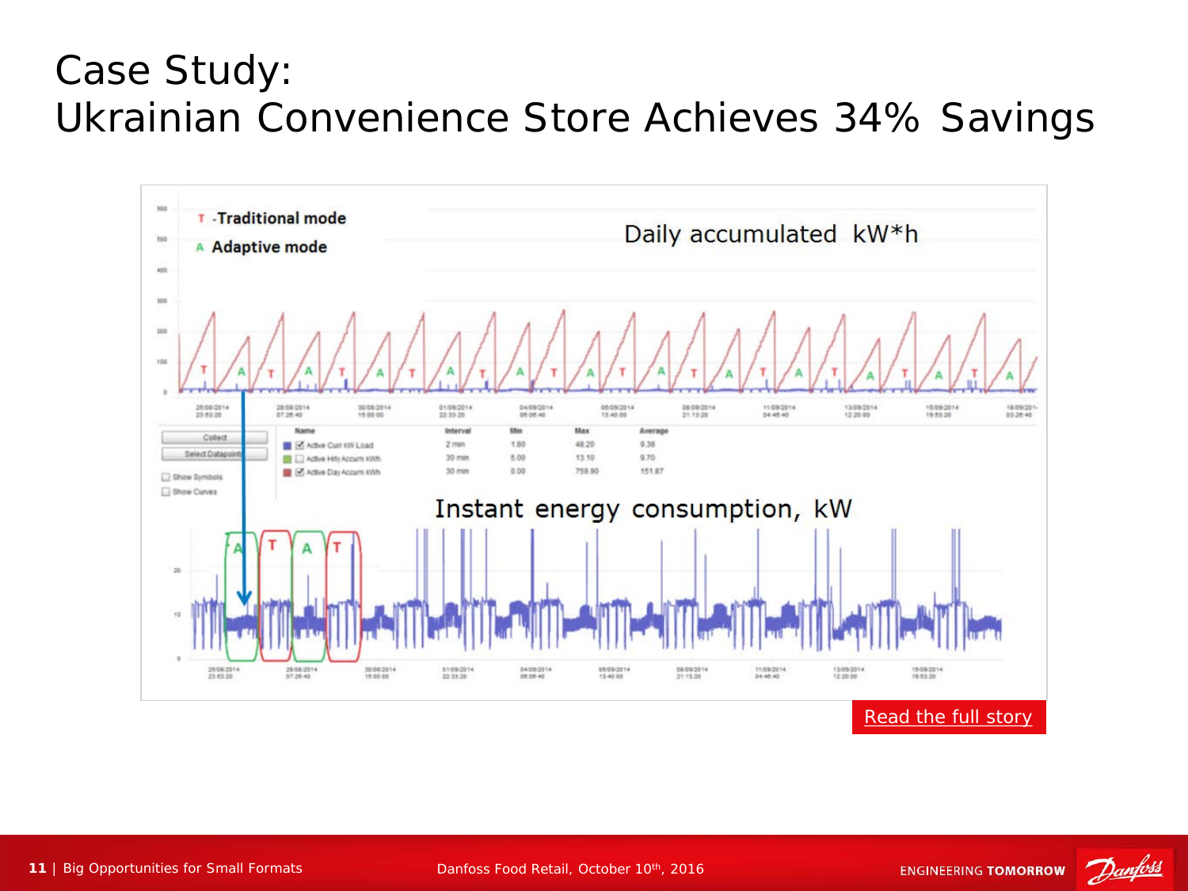# Case Study:
# Ukrainian Convenience Store Achieves 34% Savings

T -Traditional mode

A Adaptive mode

Daily accumulated kW*h

| Name | Interval | Min | Max | Average |
|---|---|---|---|---|
| Active Curr kW Load | 2 min | 1.80 | 48.20 | 9.38 |
| Active Hrly Accum kWh | 30 min | 5.00 | 13.10 | 9.70 |
| Active Day Accum kWh | 30 min | 0.00 | 759.90 | 151.87 |

Instant energy consumption, kW

Read the full story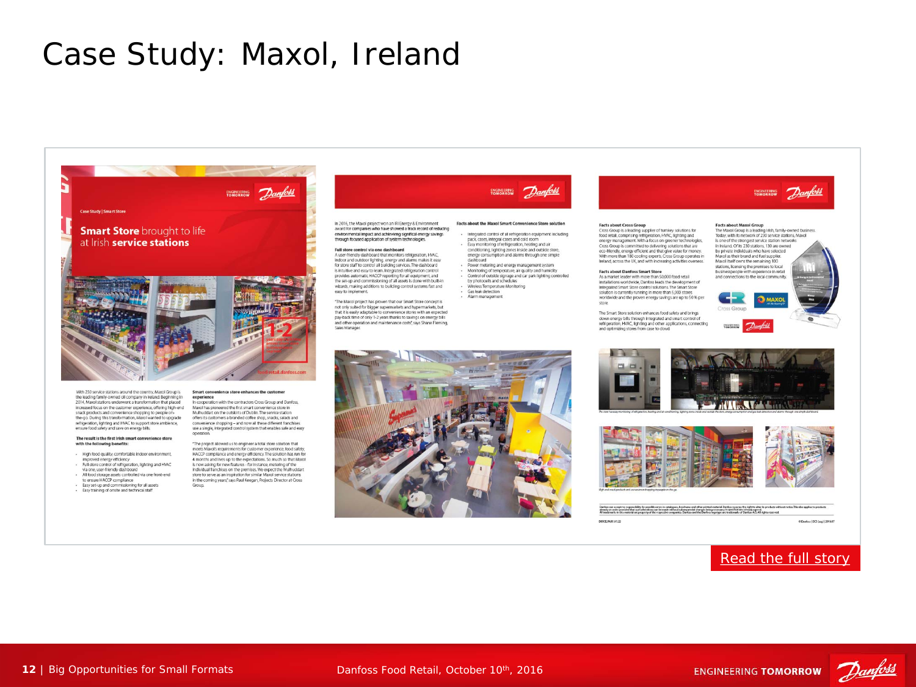# Case Study: Maxol, Ireland

Read the full story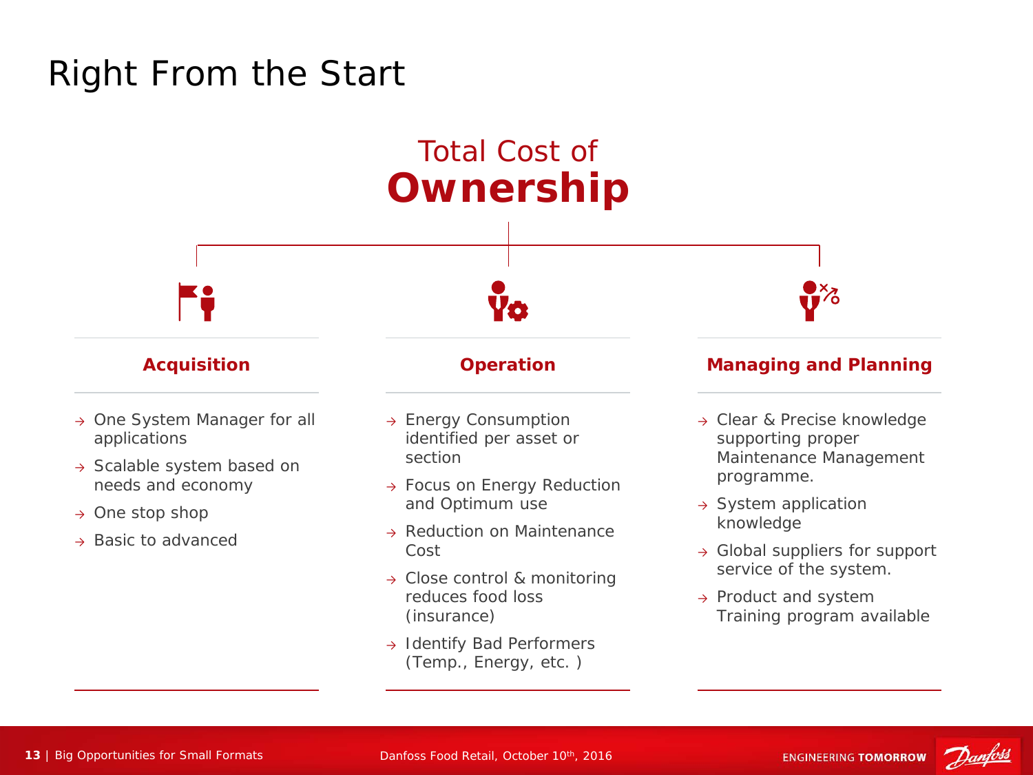# Right From the Start

## Total Cost of **Ownership**

### Acquisition

- One System Manager for all applications
- Scalable system based on needs and economy
- One stop shop
- Basic to advanced

### Operation

- Energy Consumption identified per asset or section
- Focus on Energy Reduction and Optimum use
- Reduction on Maintenance Cost
- Close control & monitoring reduces food loss (insurance)
- Identify Bad Performers (Temp., Energy, etc. )

### Managing and Planning

- Clear & Precise knowledge supporting proper Maintenance Management programme.
- System application knowledge
- Global suppliers for support service of the system.
- Product and system Training program available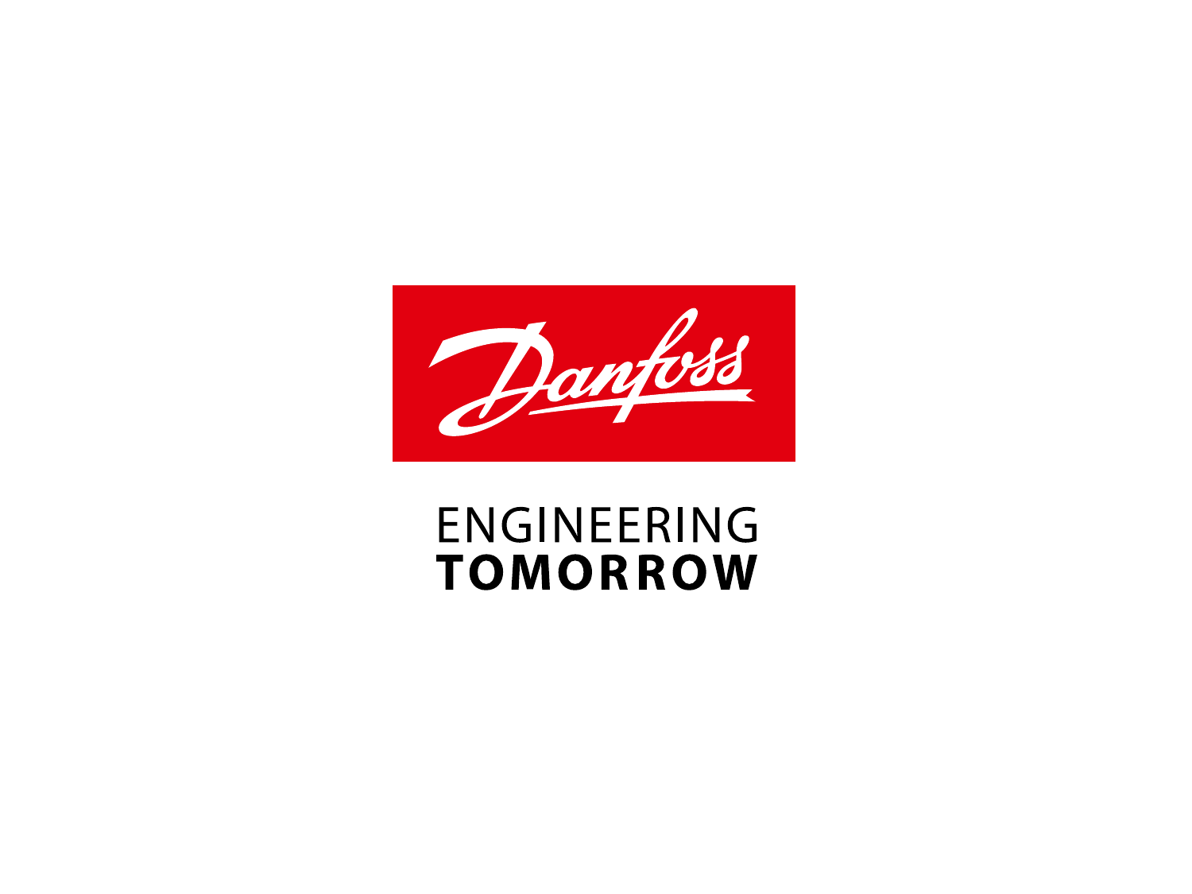Danfoss

ENGINEERING
**TOMORROW**